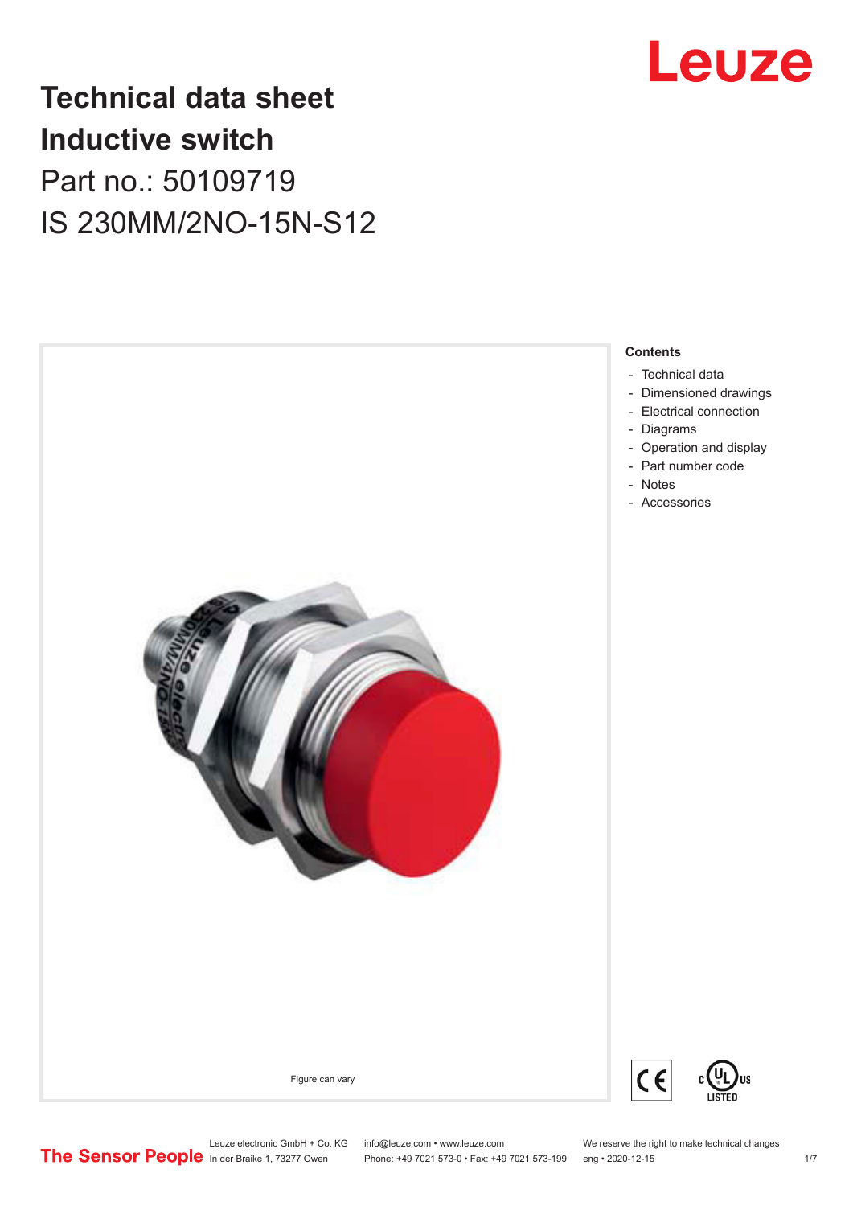# Technical data sheet
# Inductive switch

Part no.: 50109719

IS 230MM/2NO-15N-S12

Figure can vary

**Contents**

- Technical data
- Dimensioned drawings
- Electrical connection
- Diagrams
- Operation and display
- Part number code
- Notes
- Accessories

Leuze electronic GmbH + Co. KG
In der Braike 1, 73277 Owen

info@leuze.com • www.leuze.com
Phone: +49 7021 573-0 • Fax: +49 7021 573-199

We reserve the right to make technical changes
eng • 2020-12-15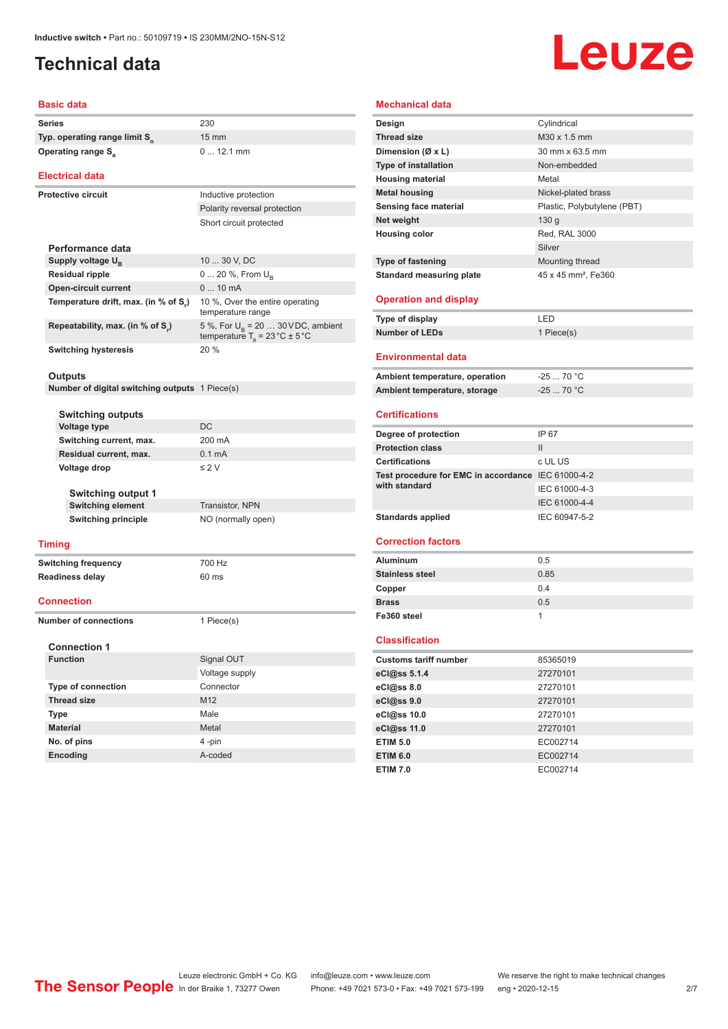# Technical data

## Basic data

| | |
|---|---|
| Series | 230 |
| Typ. operating range limit $S_n$ | 15 mm |
| Operating range $S_a$ | 0 ... 12.1 mm |

## Electrical data

| | |
|---|---|
| Protective circuit | Inductive protection |
| | Polarity reversal protection |
| | Short circuit protected |

### Performance data

| | |
|---|---|
| Supply voltage $U_B$ | 10 ... 30 V, DC |
| Residual ripple | 0 ... 20 %, From $U_B$ |
| Open-circuit current | 0 ... 10 mA |
| Temperature drift, max. (in % of $S_r$) | 10 %, Over the entire operating temperature range |
| Repeatability, max. (in % of $S_r$) | 5 %, For $U_B$ = 20 … 30 V DC, ambient temperature $T_a$ = 23 °C ± 5 °C |
| Switching hysteresis | 20 % |

### Outputs

| | |
|---|---|
| Number of digital switching outputs | 1 Piece(s) |

#### Switching outputs

| | |
|---|---|
| Voltage type | DC |
| Switching current, max. | 200 mA |
| Residual current, max. | 0.1 mA |
| Voltage drop | ≤ 2 V |

##### Switching output 1

| | |
|---|---|
| Switching element | Transistor, NPN |
| Switching principle | NO (normally open) |

## Timing

| | |
|---|---|
| Switching frequency | 700 Hz |
| Readiness delay | 60 ms |

## Connection

| | |
|---|---|
| Number of connections | 1 Piece(s) |

### Connection 1

| | |
|---|---|
| Function | Signal OUT |
| | Voltage supply |
| Type of connection | Connector |
| Thread size | M12 |
| Type | Male |
| Material | Metal |
| No. of pins | 4 -pin |
| Encoding | A-coded |

## Mechanical data

| | |
|---|---|
| Design | Cylindrical |
| Thread size | M30 x 1.5 mm |
| Dimension (Ø x L) | 30 mm x 63.5 mm |
| Type of installation | Non-embedded |
| Housing material | Metal |
| Metal housing | Nickel-plated brass |
| Sensing face material | Plastic, Polybutylene (PBT) |
| Net weight | 130 g |
| Housing color | Red, RAL 3000 |
| | Silver |
| Type of fastening | Mounting thread |
| Standard measuring plate | 45 x 45 mm², Fe360 |

## Operation and display

| | |
|---|---|
| Type of display | LED |
| Number of LEDs | 1 Piece(s) |

## Environmental data

| | |
|---|---|
| Ambient temperature, operation | -25 ... 70 °C |
| Ambient temperature, storage | -25 ... 70 °C |

## Certifications

| | |
|---|---|
| Degree of protection | IP 67 |
| Protection class | II |
| Certifications | c UL US |
| Test procedure for EMC in accordance with standard | IEC 61000-4-2 |
| | IEC 61000-4-3 |
| | IEC 61000-4-4 |
| Standards applied | IEC 60947-5-2 |

## Correction factors

| | |
|---|---|
| Aluminum | 0.5 |
| Stainless steel | 0.85 |
| Copper | 0.4 |
| Brass | 0.5 |
| Fe360 steel | 1 |

## Classification

| | |
|---|---|
| Customs tariff number | 85365019 |
| eCl@ss 5.1.4 | 27270101 |
| eCl@ss 8.0 | 27270101 |
| eCl@ss 9.0 | 27270101 |
| eCl@ss 10.0 | 27270101 |
| eCl@ss 11.0 | 27270101 |
| ETIM 5.0 | EC002714 |
| ETIM 6.0 | EC002714 |
| ETIM 7.0 | EC002714 |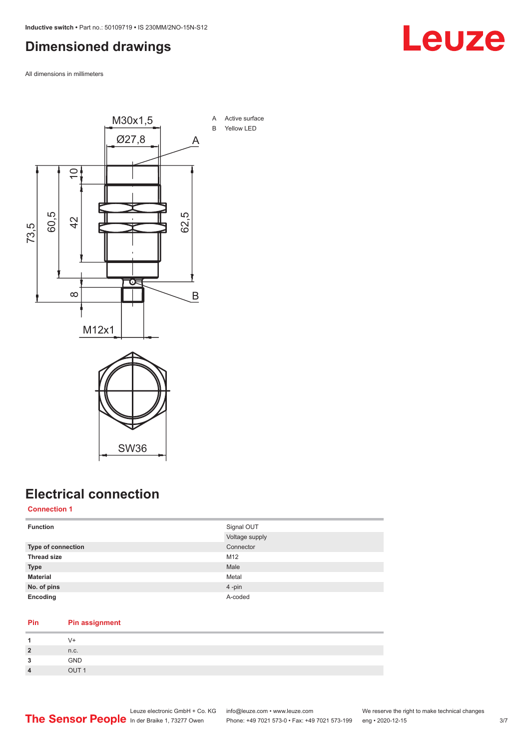# Dimensioned drawings

All dimensions in millimeters

A Active surface
B Yellow LED

# Electrical connection

## Connection 1

| | |
|---|---|
| **Function** | Signal OUT<br>Voltage supply |
| **Type of connection** | Connector |
| **Thread size** | M12 |
| **Type** | Male |
| **Material** | Metal |
| **No. of pins** | 4 -pin |
| **Encoding** | A-coded |

| Pin | Pin assignment |
|---|---|
| **1** | V+ |
| **2** | n.c. |
| **3** | GND |
| **4** | OUT 1 |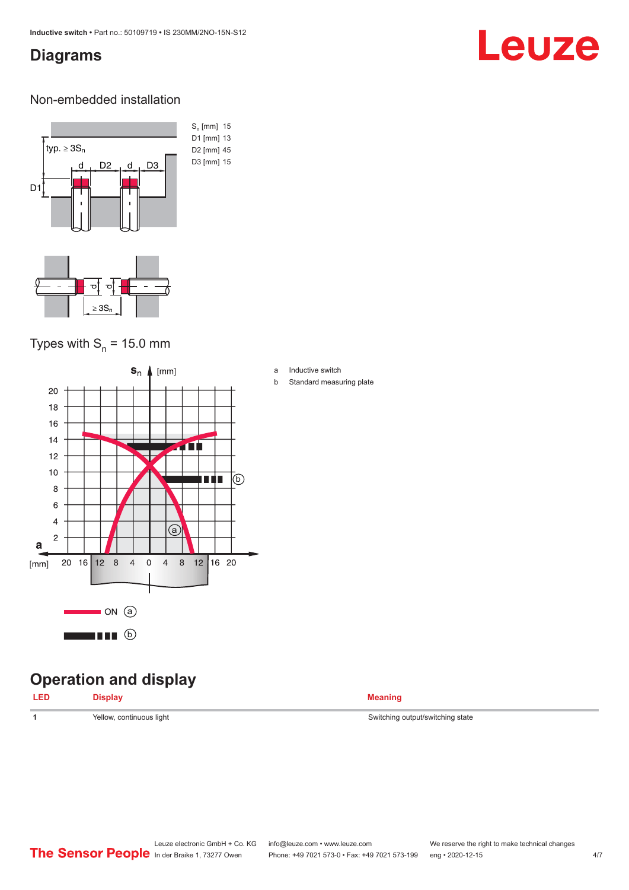## Diagrams

### Non-embedded installation

| | |
|---|---|
| $S_n$ [mm] | 15 |
| D1 [mm] | 13 |
| D2 [mm] | 45 |
| D3 [mm] | 15 |

### Types with $S_n$ = 15.0 mm

a Inductive switch

b Standard measuring plate

## Operation and display

| LED | Display | Meaning |
|---|---|---|
| 1 | Yellow, continuous light | Switching output/switching state |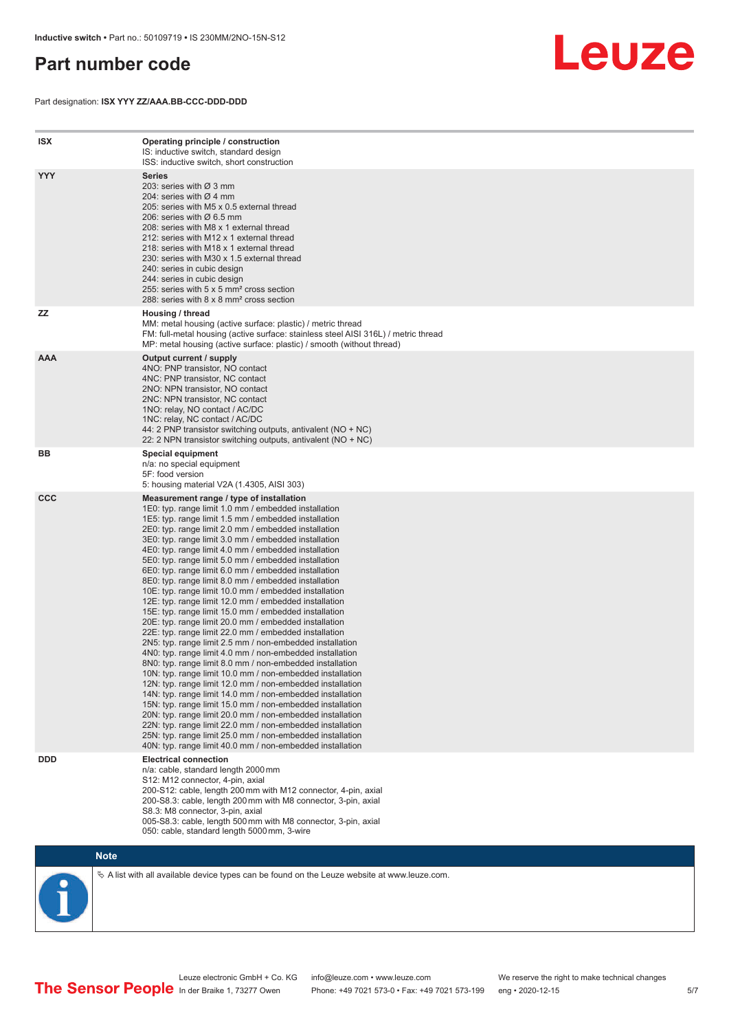## Part number code

Part designation: **ISX YYY ZZ/AAA.BB-CCC-DDD-DDD**

| | |
|---|---|
| **ISX** | **Operating principle / construction**<br>IS: inductive switch, standard design<br>ISS: inductive switch, short construction |
| **YYY** | **Series**<br>203: series with Ø 3 mm<br>204: series with Ø 4 mm<br>205: series with M5 x 0.5 external thread<br>206: series with Ø 6.5 mm<br>208: series with M8 x 1 external thread<br>212: series with M12 x 1 external thread<br>218: series with M18 x 1 external thread<br>230: series with M30 x 1.5 external thread<br>240: series in cubic design<br>244: series in cubic design<br>255: series with 5 x 5 mm² cross section<br>288: series with 8 x 8 mm² cross section |
| **ZZ** | **Housing / thread**<br>MM: metal housing (active surface: plastic) / metric thread<br>FM: full-metal housing (active surface: stainless steel AISI 316L) / metric thread<br>MP: metal housing (active surface: plastic) / smooth (without thread) |
| **AAA** | **Output current / supply**<br>4NO: PNP transistor, NO contact<br>4NC: PNP transistor, NC contact<br>2NO: NPN transistor, NO contact<br>2NC: NPN transistor, NC contact<br>1NO: relay, NO contact / AC/DC<br>1NC: relay, NC contact / AC/DC<br>44: 2 PNP transistor switching outputs, antivalent (NO + NC)<br>22: 2 NPN transistor switching outputs, antivalent (NO + NC) |
| **BB** | **Special equipment**<br>n/a: no special equipment<br>5F: food version<br>5: housing material V2A (1.4305, AISI 303) |
| **CCC** | **Measurement range / type of installation**<br>1E0: typ. range limit 1.0 mm / embedded installation<br>1E5: typ. range limit 1.5 mm / embedded installation<br>2E0: typ. range limit 2.0 mm / embedded installation<br>3E0: typ. range limit 3.0 mm / embedded installation<br>4E0: typ. range limit 4.0 mm / embedded installation<br>5E0: typ. range limit 5.0 mm / embedded installation<br>6E0: typ. range limit 6.0 mm / embedded installation<br>8E0: typ. range limit 8.0 mm / embedded installation<br>10E: typ. range limit 10.0 mm / embedded installation<br>12E: typ. range limit 12.0 mm / embedded installation<br>15E: typ. range limit 15.0 mm / embedded installation<br>20E: typ. range limit 20.0 mm / embedded installation<br>22E: typ. range limit 22.0 mm / embedded installation<br>2N5: typ. range limit 2.5 mm / non-embedded installation<br>4N0: typ. range limit 4.0 mm / non-embedded installation<br>8N0: typ. range limit 8.0 mm / non-embedded installation<br>10N: typ. range limit 10.0 mm / non-embedded installation<br>12N: typ. range limit 12.0 mm / non-embedded installation<br>14N: typ. range limit 14.0 mm / non-embedded installation<br>15N: typ. range limit 15.0 mm / non-embedded installation<br>20N: typ. range limit 20.0 mm / non-embedded installation<br>22N: typ. range limit 22.0 mm / non-embedded installation<br>25N: typ. range limit 25.0 mm / non-embedded installation<br>40N: typ. range limit 40.0 mm / non-embedded installation |
| **DDD** | **Electrical connection**<br>n/a: cable, standard length 2000 mm<br>S12: M12 connector, 4-pin, axial<br>200-S12: cable, length 200 mm with M12 connector, 4-pin, axial<br>200-S8.3: cable, length 200 mm with M8 connector, 3-pin, axial<br>S8.3: M8 connector, 3-pin, axial<br>005-S8.3: cable, length 500 mm with M8 connector, 3-pin, axial<br>050: cable, standard length 5000 mm, 3-wire |

**Note**

A list with all available device types can be found on the Leuze website at www.leuze.com.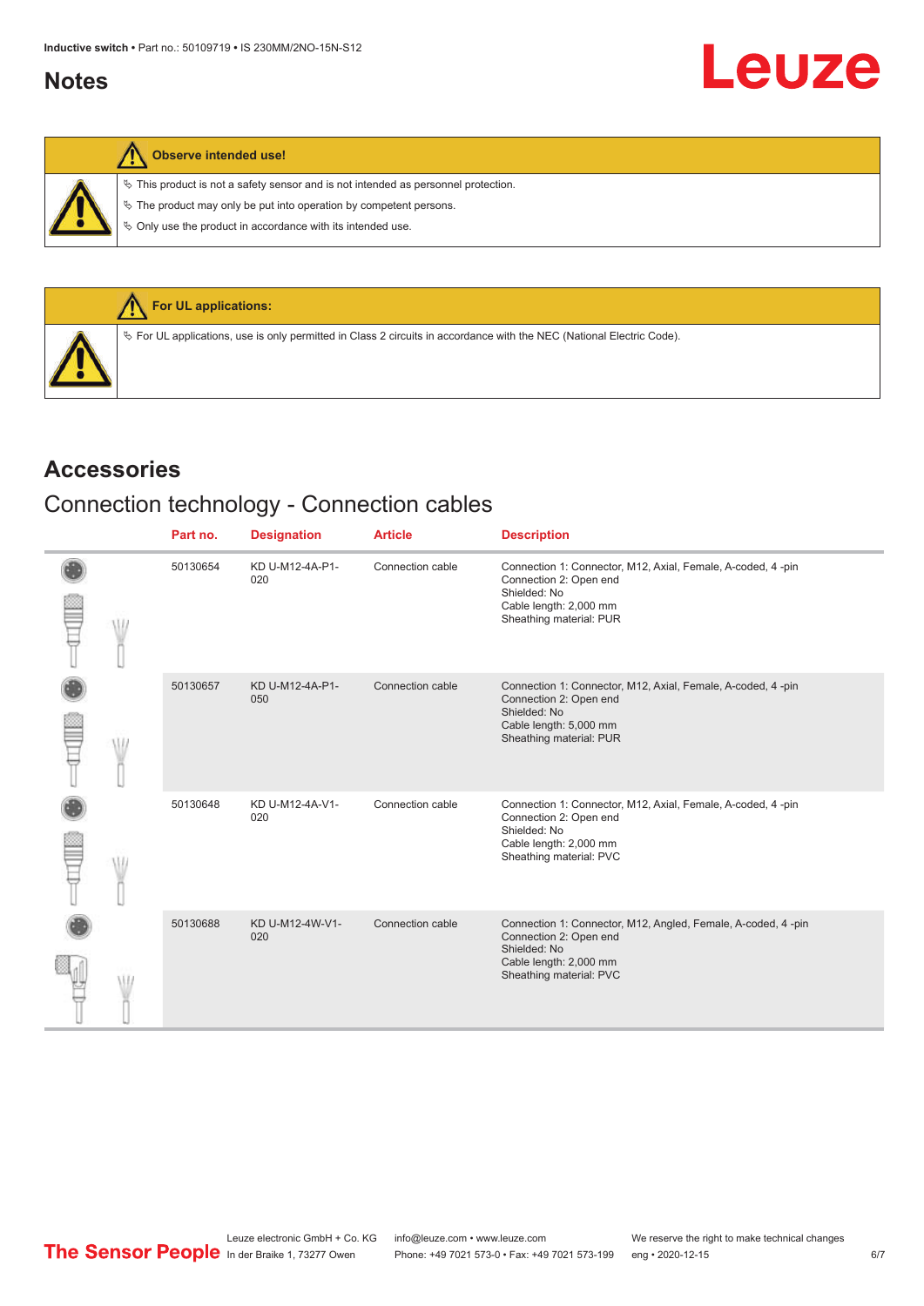## Notes

**Observe intended use!**

- ✎ This product is not a safety sensor and is not intended as personnel protection.
- ✎ The product may only be put into operation by competent persons.
- ✎ Only use the product in accordance with its intended use.

**For UL applications:**

- ✎ For UL applications, use is only permitted in Class 2 circuits in accordance with the NEC (National Electric Code).

# Accessories

## Connection technology - Connection cables

| | Part no. | Designation | Article | Description |
|---|---|---|---|---|
| | 50130654 | KD U-M12-4A-P1-020 | Connection cable | Connection 1: Connector, M12, Axial, Female, A-coded, 4 -pin<br>Connection 2: Open end<br>Shielded: No<br>Cable length: 2,000 mm<br>Sheathing material: PUR |
| | 50130657 | KD U-M12-4A-P1-050 | Connection cable | Connection 1: Connector, M12, Axial, Female, A-coded, 4 -pin<br>Connection 2: Open end<br>Shielded: No<br>Cable length: 5,000 mm<br>Sheathing material: PUR |
| | 50130648 | KD U-M12-4A-V1-020 | Connection cable | Connection 1: Connector, M12, Axial, Female, A-coded, 4 -pin<br>Connection 2: Open end<br>Shielded: No<br>Cable length: 2,000 mm<br>Sheathing material: PVC |
| | 50130688 | KD U-M12-4W-V1-020 | Connection cable | Connection 1: Connector, M12, Angled, Female, A-coded, 4 -pin<br>Connection 2: Open end<br>Shielded: No<br>Cable length: 2,000 mm<br>Sheathing material: PVC |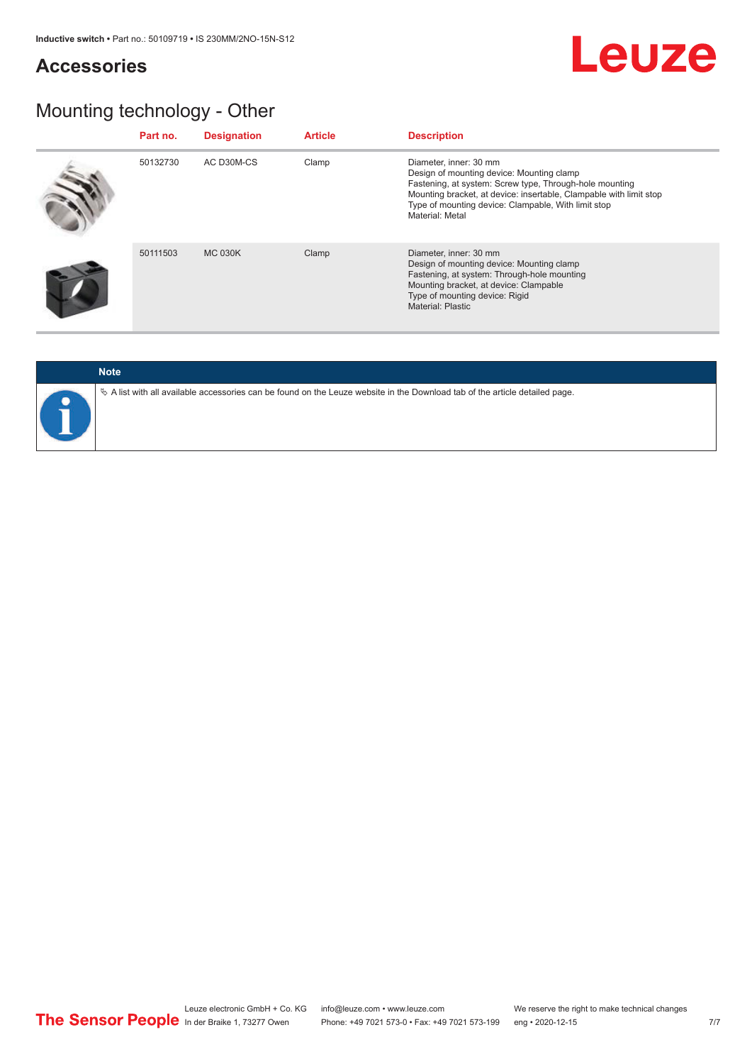## Accessories

### Mounting technology - Other

| | Part no. | Designation | Article | Description |
|---|---|---|---|---|
| | 50132730 | AC D30M-CS | Clamp | Diameter, inner: 30 mm<br>Design of mounting device: Mounting clamp<br>Fastening, at system: Screw type, Through-hole mounting<br>Mounting bracket, at device: insertable, Clampable with limit stop<br>Type of mounting device: Clampable, With limit stop<br>Material: Metal |
| | 50111503 | MC 030K | Clamp | Diameter, inner: 30 mm<br>Design of mounting device: Mounting clamp<br>Fastening, at system: Through-hole mounting<br>Mounting bracket, at device: Clampable<br>Type of mounting device: Rigid<br>Material: Plastic |

**Note**

↳ A list with all available accessories can be found on the Leuze website in the Download tab of the article detailed page.